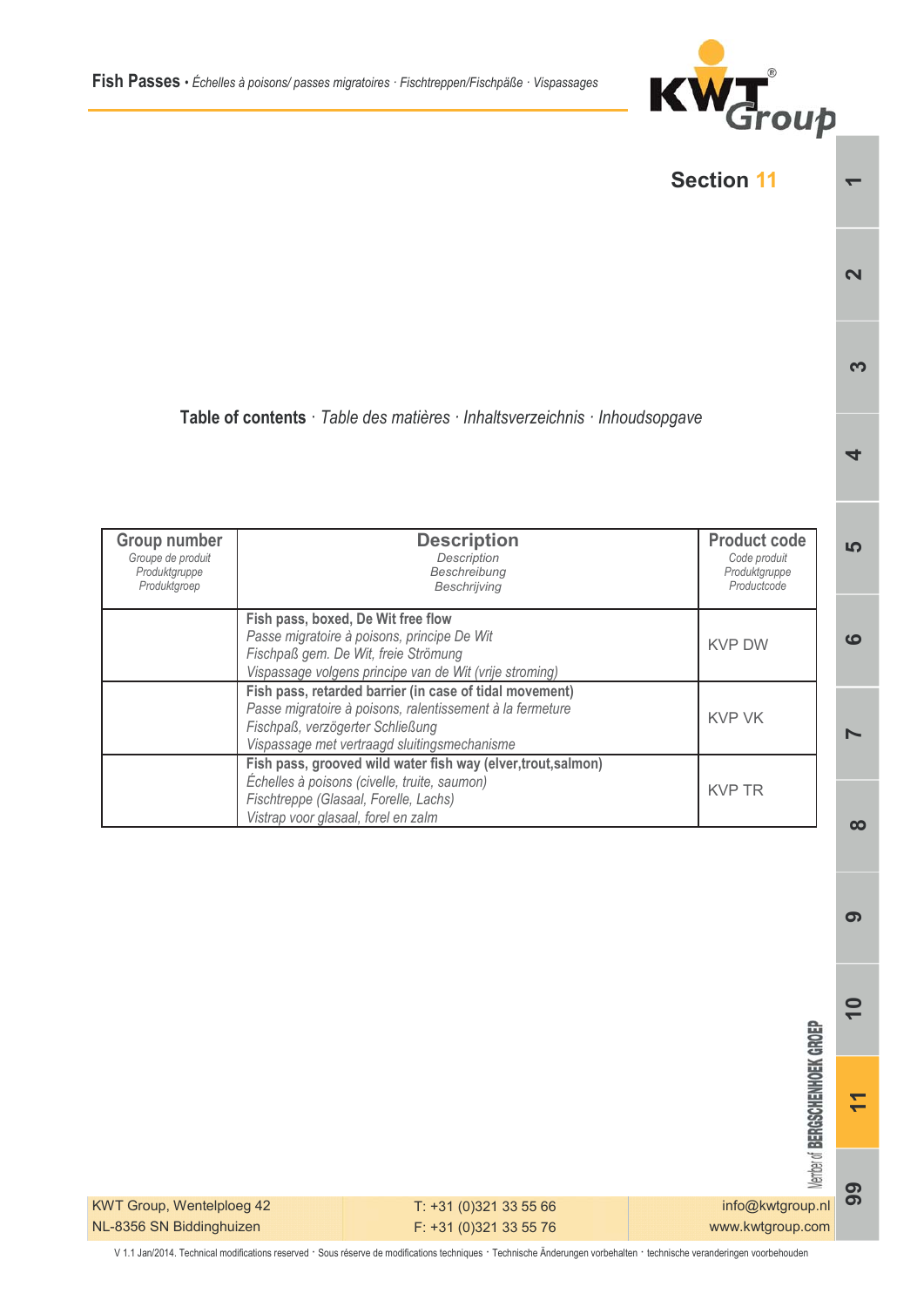# Section 11

## Table of contents · *Table des matières · Inhaltsverzeichnis · Inhoudsopgave*

| Group number<br>*Groupe de produit*<br>*Produktgruppe*<br>*Produktgroep* | Description<br>*Description*<br>*Beschreibung*<br>*Beschrijving* | Product code<br>*Code produit*<br>*Produktgruppe*<br>*Productcode* |
|---|---|---|
| | **Fish pass, boxed, De Wit free flow**<br>*Passe migratoire à poisons, principe De Wit*<br>*Fischpaß gem. De Wit, freie Strömung*<br>*Vispassage volgens principe van de Wit (vrije stroming)* | KVP DW |
| | **Fish pass, retarded barrier (in case of tidal movement)**<br>*Passe migratoire à poisons, ralentissement à la fermeture*<br>*Fischpaß, verzögerter Schließung*<br>*Vispassage met vertraagd sluitingsmechanisme* | KVP VK |
| | **Fish pass, grooved wild water fish way (elver,trout,salmon)**<br>*Échelles à poisons (civelle, truite, saumon)*<br>*Fischtreppe (Glasaal, Forelle, Lachs)*<br>*Vistrap voor glasaal, forel en zalm* | KVP TR |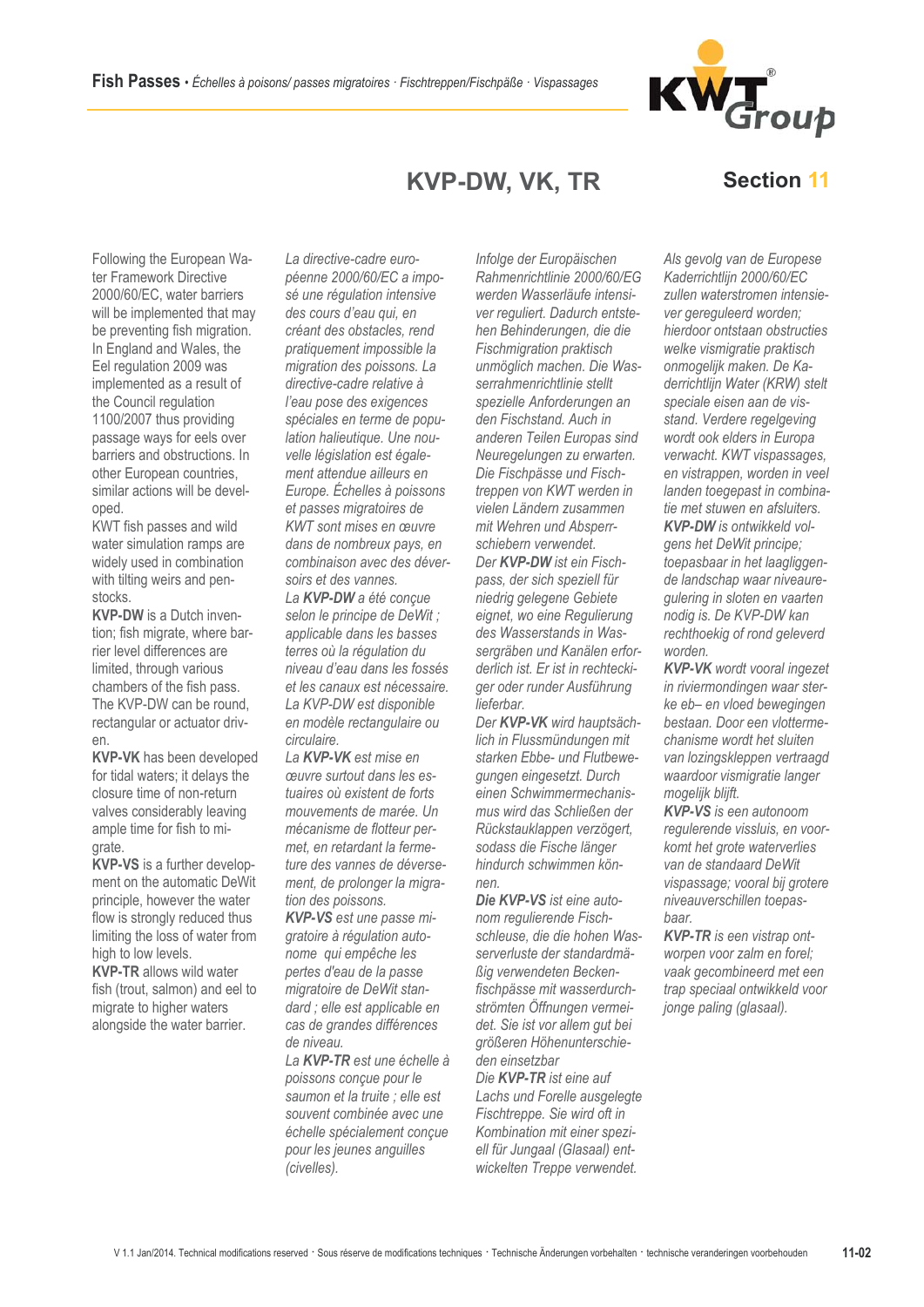# KVP-DW, VK, TR

## Section 11

Following the European Water Framework Directive 2000/60/EC, water barriers will be implemented that may be preventing fish migration. In England and Wales, the Eel regulation 2009 was implemented as a result of the Council regulation 1100/2007 thus providing passage ways for eels over barriers and obstructions. In other European countries, similar actions will be developed.

KWT fish passes and wild water simulation ramps are widely used in combination with tilting weirs and penstocks.

**KVP-DW** is a Dutch invention; fish migrate, where barrier level differences are limited, through various chambers of the fish pass. The KVP-DW can be round, rectangular or actuator driven.

**KVP-VK** has been developed for tidal waters; it delays the closure time of non-return valves considerably leaving ample time for fish to migrate.

**KVP-VS** is a further development on the automatic DeWit principle, however the water flow is strongly reduced thus limiting the loss of water from high to low levels.

**KVP-TR** allows wild water fish (trout, salmon) and eel to migrate to higher waters alongside the water barrier.

*La directive-cadre européenne 2000/60/CE a imposé une régulation intensive des cours d'eau qui, en créant des obstacles, rend pratiquement impossible la migration des poissons. La directive-cadre relative à l'eau pose des exigences spéciales en terme de population halieutique. Une nouvelle législation est également attendue ailleurs en Europe. Échelles à poissons et passes migratoires de KWT sont mises en œuvre dans de nombreux pays, en combinaison avec des déversoirs et des vannes.*

*La **KVP-DW** a été conçue selon le principe de DeWit ; applicable dans les basses terres où la régulation du niveau d'eau dans les fossés et les canaux est nécessaire. La KVP-DW est disponible en modèle rectangulaire ou circulaire.*

*La **KVP-VK** est mise en œuvre surtout dans les estuaires où existent de forts mouvements de marée. Un mécanisme de flotteur permet, en retardant la fermeture des vannes de déversement, de prolonger la migration des poissons.*

***KVP-VS** est une passe migratoire à régulation autonome qui empêche les pertes d'eau de la passe migratoire de DeWit standard ; elle est applicable en cas de grandes différences de niveau.*

*La **KVP-TR** est une échelle à poissons conçue pour le saumon et la truite ; elle est souvent combinée avec une échelle spécialement conçue pour les jeunes anguilles (civelles).*

*Infolge der Europäischen Rahmenrichtlinie 2000/60/EG werden Wasserläufe intensiver reguliert. Dadurch entstehen Behinderungen, die die Fischmigration praktisch unmöglich machen. Die Wasserrahmenrichtlinie stellt spezielle Anforderungen an den Fischstand. Auch in anderen Teilen Europas sind Neuregelungen zu erwarten. Die Fischpässe und Fischtreppen von KWT werden in vielen Ländern zusammen mit Wehren und Absperrschiebern verwendet.*

*Der **KVP-DW** ist ein Fischpass, der sich speziell für niedrig gelegene Gebiete eignet, wo eine Regulierung des Wasserstands in Wassergräben und Kanälen erforderlich ist. Er ist in rechteckiger oder runder Ausführung lieferbar.*

*Der **KVP-VK** wird hauptsächlich in Flussmündungen mit starken Ebbe- und Flutbewegungen eingesetzt. Durch einen Schwimmermechanismus wird das Schließen der Rückstauklappen verzögert, sodass die Fische länger hindurch schwimmen können.*

***Die KVP-VS** ist eine autonom regulierende Fischschleuse, die die hohen Wasserverluste der standardmäßig verwendeten Beckenfischpässe mit wasserdurchströmten Öffnungen vermeidet. Sie ist vor allem gut bei größeren Höhenunterschieden einsetzbar*

*Die **KVP-TR** ist eine auf Lachs und Forelle ausgelegte Fischtreppe. Sie wird oft in Kombination mit einer speziell für Jungaal (Glasaal) entwickelten Treppe verwendet.*

*Als gevolg van de Europese Kaderrichtlijn 2000/60/EC zullen waterstromen intensiever gereguleerd worden; hierdoor ontstaan obstructies welke vismigratie praktisch onmogelijk maken. De Kaderrichtlijn Water (KRW) stelt speciale eisen aan de visstand. Verdere regelgeving wordt ook elders in Europa verwacht. KWT vispassages, en vistrappen, worden in veel landen toegepast in combinatie met stuwen en afsluiters.*

***KVP-DW** is ontwikkeld volgens het DeWit principe; toepasbaar in het laagliggende landschap waar niveauregulering in sloten en vaarten nodig is. De KVP-DW kan rechthoekig of rond geleverd worden.*

***KVP-VK** wordt vooral ingezet in riviermondingen waar sterke eb– en vloed bewegingen bestaan. Door een vlottermechanisme wordt het sluiten van lozingskleppen vertraagd waardoor vismigratie langer mogelijk blijft.*

***KVP-VS** is een autonoom regulerende vissluis, en voorkomt het grote waterverlies van de standaard DeWit vispassage; vooral bij grotere niveauverschillen toepasbaar.*

***KVP-TR** is een vistrap ontworpen voor zalm en forel; vaak gecombineerd met een trap speciaal ontwikkeld voor jonge paling (glasaal).*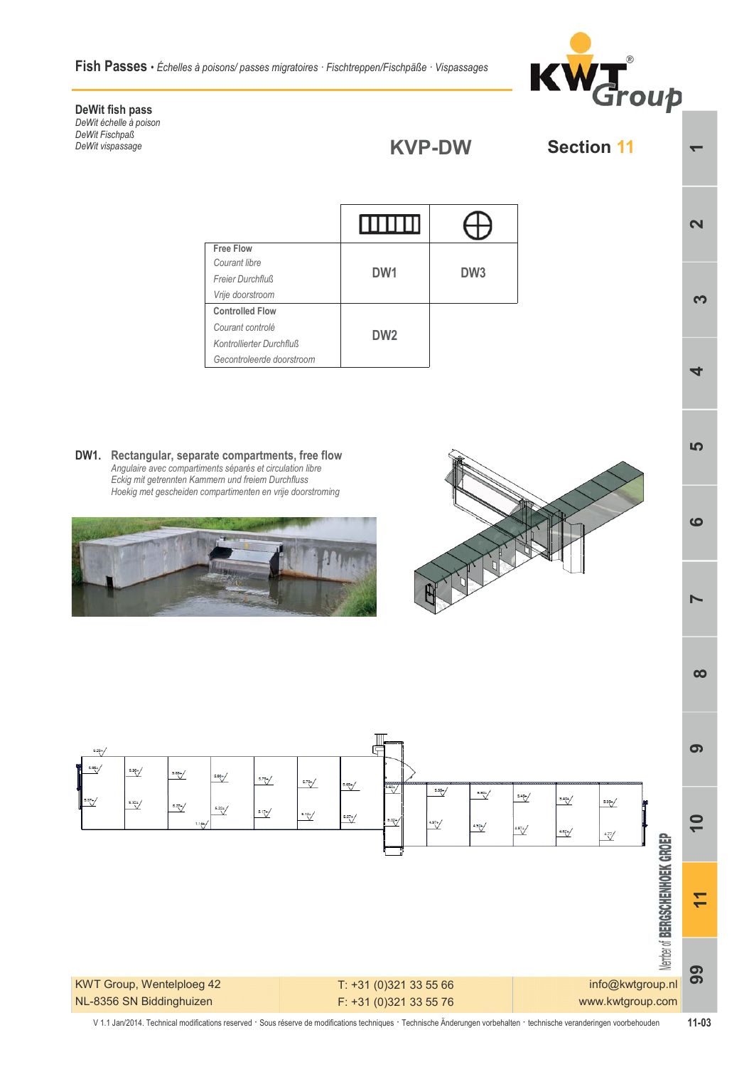**Fish Passes** • *Échelles à poisons/ passes migratoires · Fischtreppen/Fischpäße · Vispassages*

## DeWit fish pass

*DeWit échelle à poison*
*DeWit Fischpaß*
*DeWit vispassage*

# KVP-DW

# Section 11

| | (rectangular) | (round) |
|---|---|---|
| **Free Flow** *Courant libre* *Freier Durchfluß* *Vrije doorstroom* | DW1 | DW3 |
| **Controlled Flow** *Courant controlé* *Kontrollierter Durchfluß* *Gecontroleerde doorstroom* | DW2 | |

### DW1. Rectangular, separate compartments, free flow

*Angulaire avec compartiments séparés et circulation libre*
*Eckig mit getrennten Kammern und freiem Durchfluss*
*Hoekig met gescheiden compartimenten en vrije doorstroming*

KWT Group, Wentelploeg 42
NL-8356 SN Biddinghuizen

T: +31 (0)321 33 55 66
F: +31 (0)321 33 55 76

info@kwtgroup.nl
www.kwtgroup.com

V 1.1 Jan/2014. Technical modifications reserved · Sous réserve de modifications techniques · Technische Änderungen vorbehalten · technische veranderingen voorbehouden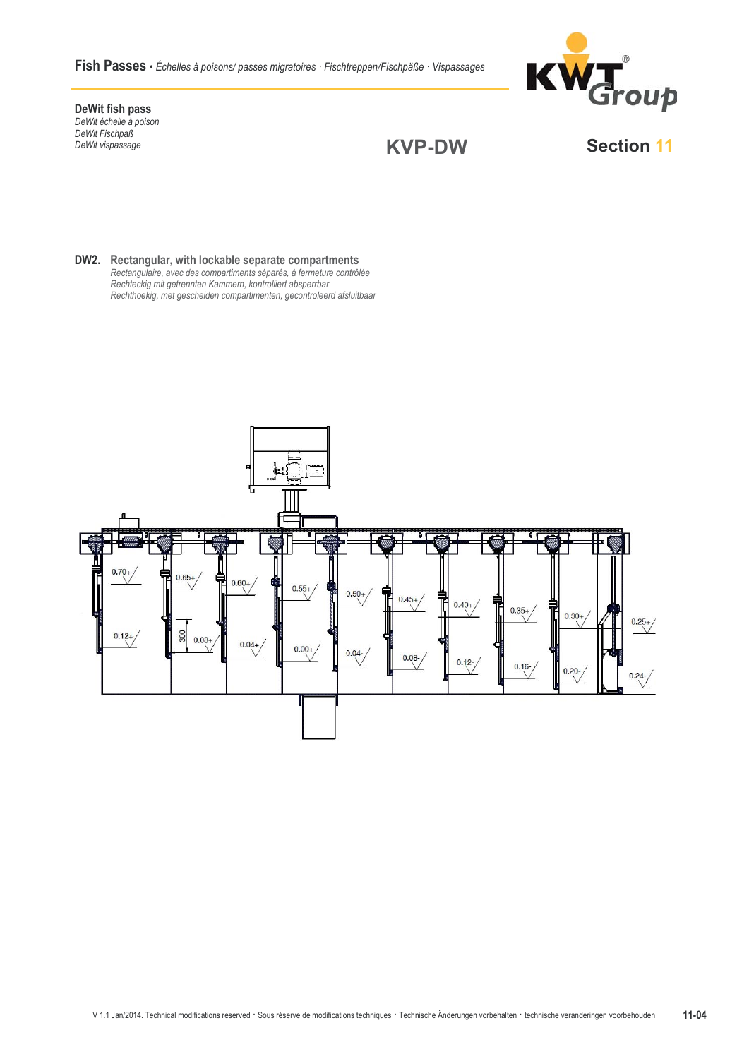**Fish Passes** • *Échelles à poisons/ passes migratoires · Fischtreppen/Fischpäße · Vispassages*

## DeWit fish pass

*DeWit échelle à poison*
*DeWit Fischpaß*
*DeWit vispassage*

## KVP-DW

## Section 11

### DW2. Rectangular, with lockable separate compartments

*Rectangulaire, avec des compartiments séparés, à fermeture contrôlée*
*Rechteckig mit getrennten Kammern, kontrolliert absperrbar*
*Rechthoekig, met gescheiden compartimenten, gecontroleerd afsluitbaar*

0.70+ 0.65+ 0.60+ 0.55+ 0.50+ 0.45+ 0.40+ 0.35+ 0.30+ 0.25+

0.12+ 300 0.08+ 0.04+ 0.00+ 0.04- 0.08- 0.12- 0.16- 0.20- 0.24-

V 1.1 Jan/2014. Technical modifications reserved · Sous réserve de modifications techniques · Technische Änderungen vorbehalten · technische veranderingen voorbehouden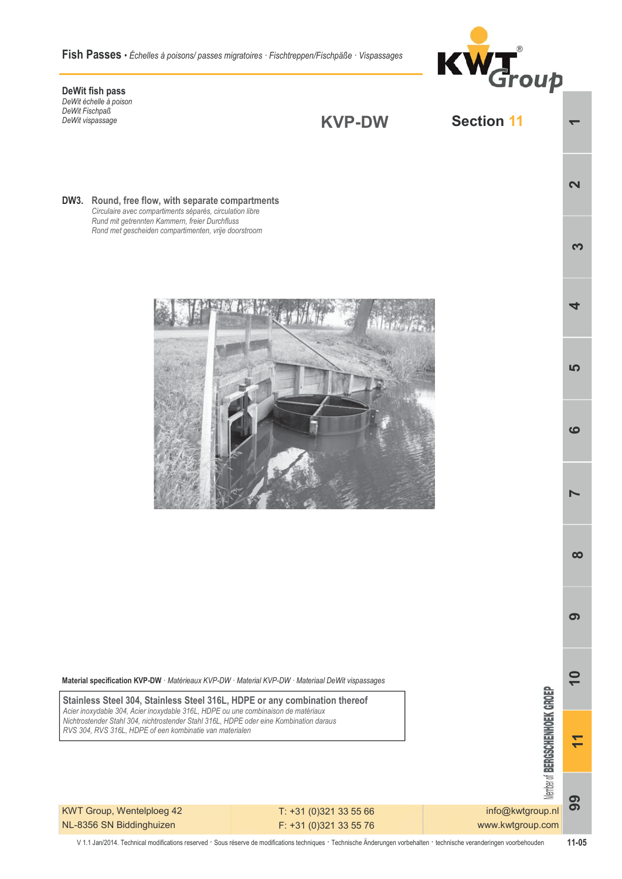**Fish Passes** • *Échelles à poisons/ passes migratoires · Fischtreppen/Fischpäße · Vispassages*

## DeWit fish pass

*DeWit échelle à poison*
*DeWit Fischpaß*
*DeWit vispassage*

**KVP-DW**

**Section 11**

### DW3. Round, free flow, with separate compartments

*Circulaire avec compartiments séparés, circulation libre*
*Rund mit getrennten Kammern, freier Durchfluss*
*Rond met gescheiden compartimenten, vrije doorstroom*

**Material specification KVP-DW** · *Matérieaux KVP-DW · Material KVP-DW · Materiaal DeWit vispassages*

**Stainless Steel 304, Stainless Steel 316L, HDPE or any combination thereof**
*Acier inoxydable 304, Acier inoxydable 316L, HDPE ou une combinaison de matériaux*
*Nichtrostender Stahl 304, nichtrostender Stahl 316L, HDPE oder eine Kombination daraus*
*RVS 304, RVS 316L, HDPE of een kombinatie van materialen*

| | | |
|---|---|---|
| KWT Group, Wentelploeg 42 | T: +31 (0)321 33 55 66 | info@kwtgroup.nl |
| NL-8356 SN Biddinghuizen | F: +31 (0)321 33 55 76 | www.kwtgroup.com |

V 1.1 Jan/2014. Technical modifications reserved · Sous réserve de modifications techniques · Technische Änderungen vorbehalten · technische veranderingen voorbehouden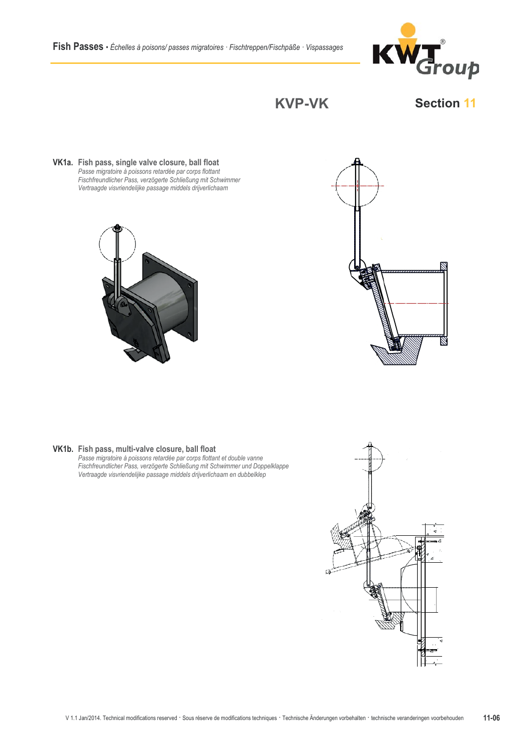# KVP-VK

## Section 11

**VK1a. Fish pass, single valve closure, ball float**

*Passe migratoire à poissons retardée par corps flottant*
*Fischfreundlicher Pass, verzögerte Schließung mit Schwimmer*
*Vertraagde visvriendelijke passage middels drijverlichaam*

**VK1b. Fish pass, multi-valve closure, ball float**

*Passe migratoire à poissons retardée par corps flottant et double vanne*
*Fischfreundlicher Pass, verzögerte Schließung mit Schwimmer und Doppelklappe*
*Vertraagde visvriendelijke passage middels drijverlichaam en dubbelklep*

V 1.1 Jan/2014. Technical modifications reserved · Sous réserve de modifications techniques · Technische Änderungen vorbehalten · technische veranderingen voorbehouden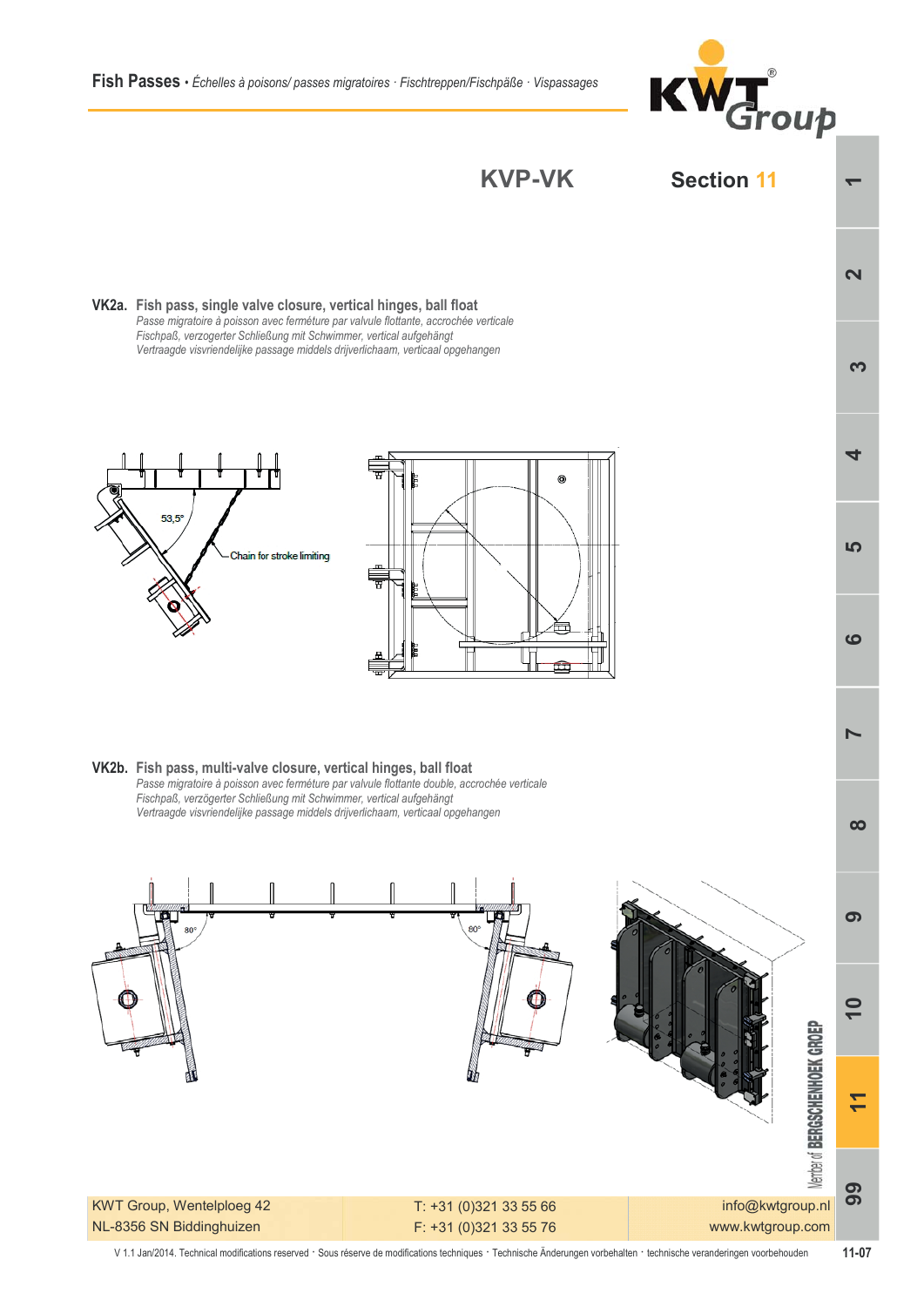## KVP-VK

### VK2a. Fish pass, single valve closure, vertical hinges, ball float

*Passe migratoire à poisson avec fermeture par valvule flottante, accrochée verticale*
*Fischpaß, verzogerter Schließung mit Schwimmer, vertical aufgehängt*
*Vertraagde visvriendelijke passage middels drijverlichaam, verticaal opgehangen*

53,5°

Chain for stroke limiting

### VK2b. Fish pass, multi-valve closure, vertical hinges, ball float

*Passe migratoire à poisson avec fermeture par valvule flottante double, accrochée verticale*
*Fischpaß, verzögerter Schließung mit Schwimmer, vertical aufgehängt*
*Vertraagde visvriendelijke passage middels drijverlichaam, verticaal opgehangen*

80°

80°

KWT Group, Wentelploeg 42
NL-8356 SN Biddinghuizen

T: +31 (0)321 33 55 66
F: +31 (0)321 33 55 76

info@kwtgroup.nl
www.kwtgroup.com

V 1.1 Jan/2014. Technical modifications reserved · Sous réserve de modifications techniques · Technische Änderungen vorbehalten · technische veranderingen voorbehouden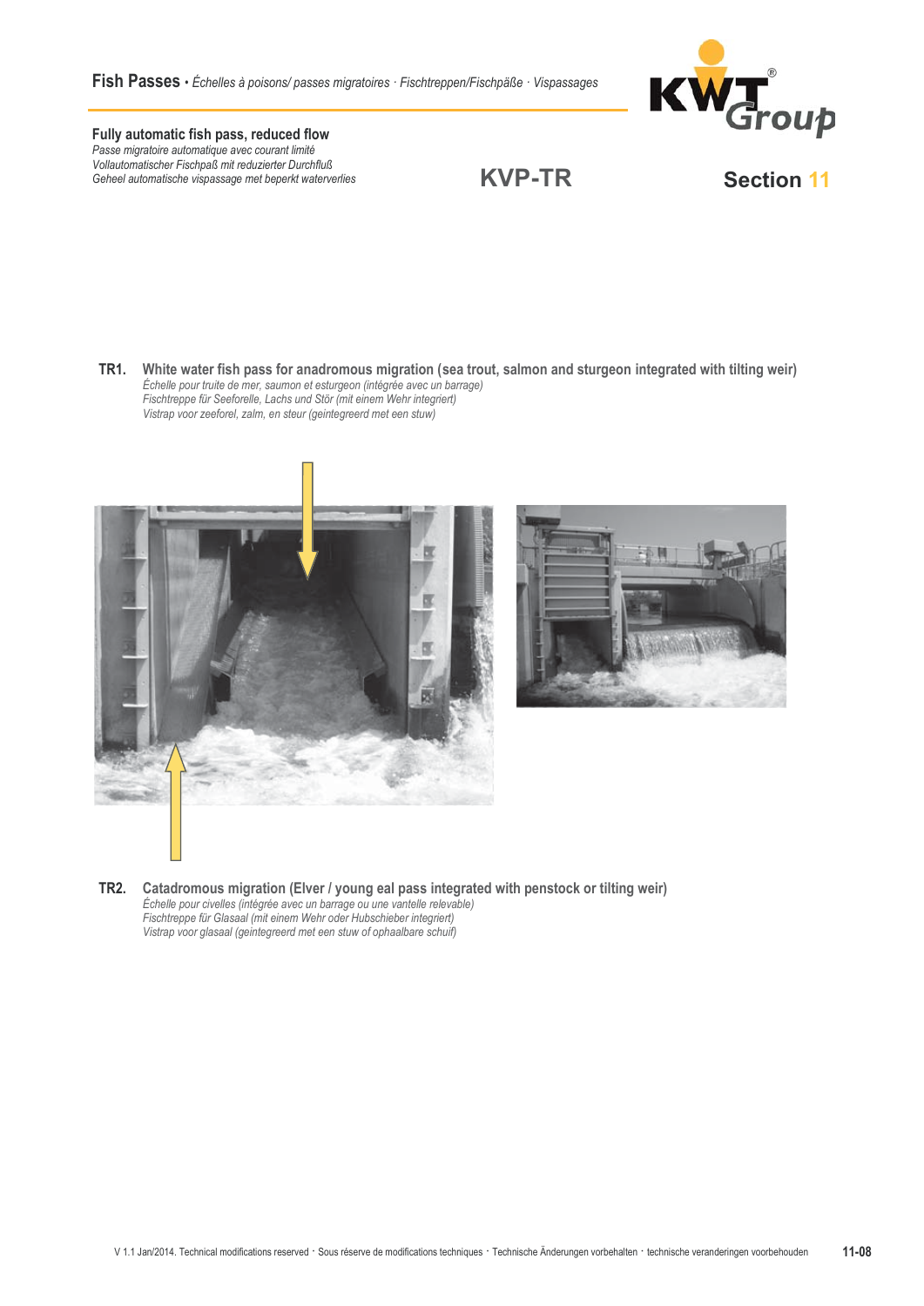**Fish Passes** • *Échelles à poisons/ passes migratoires · Fischtreppen/Fischpäße · Vispassages*

**Fully automatic fish pass, reduced flow**
*Passe migratoire automatique avec courant limité*
*Vollautomatischer Fischpaß mit reduzierter Durchfluß*
*Geheel automatische vispassage met beperkt waterverlies*

## KVP-TR

**Section 11**

**TR1. White water fish pass for anadromous migration (sea trout, salmon and sturgeon integrated with tilting weir)**
*Échelle pour truite de mer, saumon et esturgeon (intégrée avec un barrage)*
*Fischtreppe für Seeforelle, Lachs und Stör (mit einem Wehr integriert)*
*Vistrap voor zeeforel, zalm, en steur (geintegreerd met een stuw)*

**TR2. Catadromous migration (Elver / young eal pass integrated with penstock or tilting weir)**
*Échelle pour civelles (intégrée avec un barrage ou une vantelle relevable)*
*Fischtreppe für Glasaal (mit einem Wehr oder Hubschieber integriert)*
*Vistrap voor glasaal (geintegreerd met een stuw of ophaalbare schuif)*

V 1.1 Jan/2014. Technical modifications reserved · Sous réserve de modifications techniques · Technische Änderungen vorbehalten · technische veranderingen voorbehouden